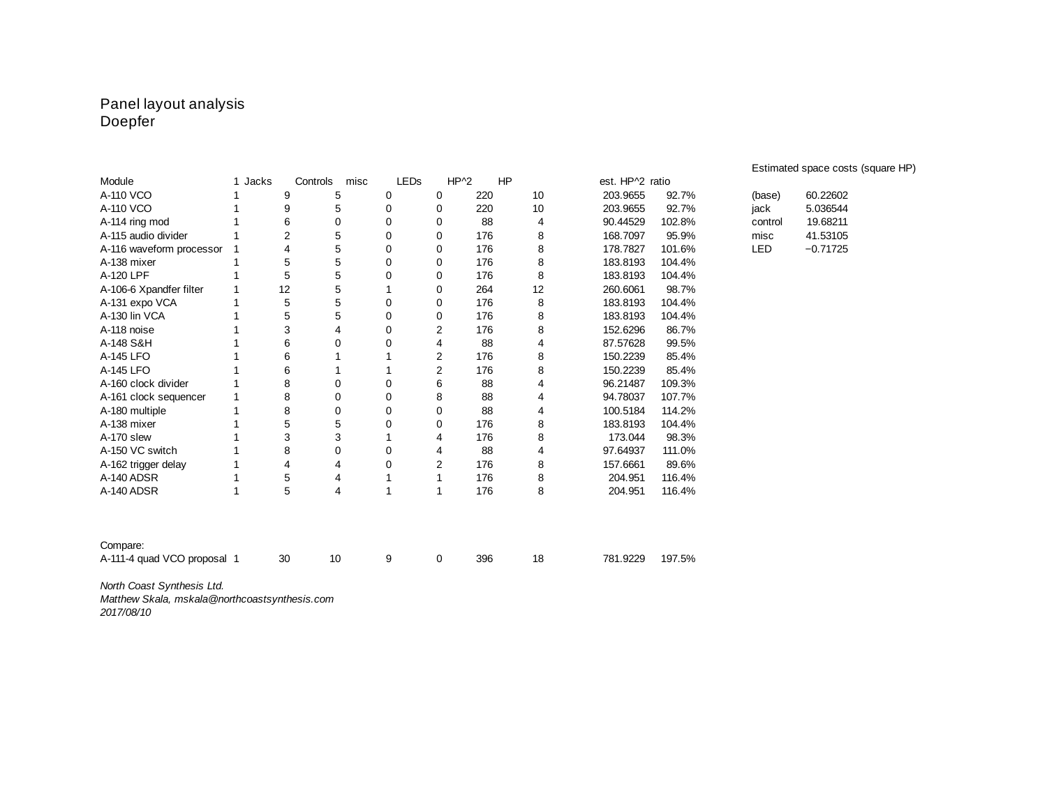# Panel layout analysis
## Doepfer

| Module | 1 | Jacks | Controls | misc | LEDs | HP^2 | HP | | est. HP^2 | ratio |
|---|---|---|---|---|---|---|---|---|---|---|
| A-110 VCO | 1 | 9 | 5 | 0 | 0 | 220 | 10 | | 203.9655 | 92.7% |
| A-110 VCO | 1 | 9 | 5 | 0 | 0 | 220 | 10 | | 203.9655 | 92.7% |
| A-114 ring mod | 1 | 6 | 0 | 0 | 0 | 88 | 4 | | 90.44529 | 102.8% |
| A-115 audio divider | 1 | 2 | 5 | 0 | 0 | 176 | 8 | | 168.7097 | 95.9% |
| A-116 waveform processor | 1 | 4 | 5 | 0 | 0 | 176 | 8 | | 178.7827 | 101.6% |
| A-138 mixer | 1 | 5 | 5 | 0 | 0 | 176 | 8 | | 183.8193 | 104.4% |
| A-120 LPF | 1 | 5 | 5 | 0 | 0 | 176 | 8 | | 183.8193 | 104.4% |
| A-106-6 Xpandfer filter | 1 | 12 | 5 | 1 | 0 | 264 | 12 | | 260.6061 | 98.7% |
| A-131 expo VCA | 1 | 5 | 5 | 0 | 0 | 176 | 8 | | 183.8193 | 104.4% |
| A-130 lin VCA | 1 | 5 | 5 | 0 | 0 | 176 | 8 | | 183.8193 | 104.4% |
| A-118 noise | 1 | 3 | 4 | 0 | 2 | 176 | 8 | | 152.6296 | 86.7% |
| A-148 S&H | 1 | 6 | 0 | 0 | 4 | 88 | 4 | | 87.57628 | 99.5% |
| A-145 LFO | 1 | 6 | 1 | 1 | 2 | 176 | 8 | | 150.2239 | 85.4% |
| A-145 LFO | 1 | 6 | 1 | 1 | 2 | 176 | 8 | | 150.2239 | 85.4% |
| A-160 clock divider | 1 | 8 | 0 | 0 | 6 | 88 | 4 | | 96.21487 | 109.3% |
| A-161 clock sequencer | 1 | 8 | 0 | 0 | 8 | 88 | 4 | | 94.78037 | 107.7% |
| A-180 multiple | 1 | 8 | 0 | 0 | 0 | 88 | 4 | | 100.5184 | 114.2% |
| A-138 mixer | 1 | 5 | 5 | 0 | 0 | 176 | 8 | | 183.8193 | 104.4% |
| A-170 slew | 1 | 3 | 3 | 1 | 4 | 176 | 8 | | 173.044 | 98.3% |
| A-150 VC switch | 1 | 8 | 0 | 0 | 4 | 88 | 4 | | 97.64937 | 111.0% |
| A-162 trigger delay | 1 | 4 | 4 | 0 | 2 | 176 | 8 | | 157.6661 | 89.6% |
| A-140 ADSR | 1 | 5 | 4 | 1 | 1 | 176 | 8 | | 204.951 | 116.4% |
| A-140 ADSR | 1 | 5 | 4 | 1 | 1 | 176 | 8 | | 204.951 | 116.4% |
| | | | | | | | | | | |
| Compare: | | | | | | | | | | |
| A-111-4 quad VCO proposal | 1 | 30 | 10 | 9 | 0 | 396 | 18 | | 781.9229 | 197.5% |

Estimated space costs (square HP)

| | |
|---|---|
| (base) | 60.22602 |
| jack | 5.036544 |
| control | 19.68211 |
| misc | 41.53105 |
| LED | −0.71725 |

*North Coast Synthesis Ltd.*
*Matthew Skala, mskala@northcoastsynthesis.com*
*2017/08/10*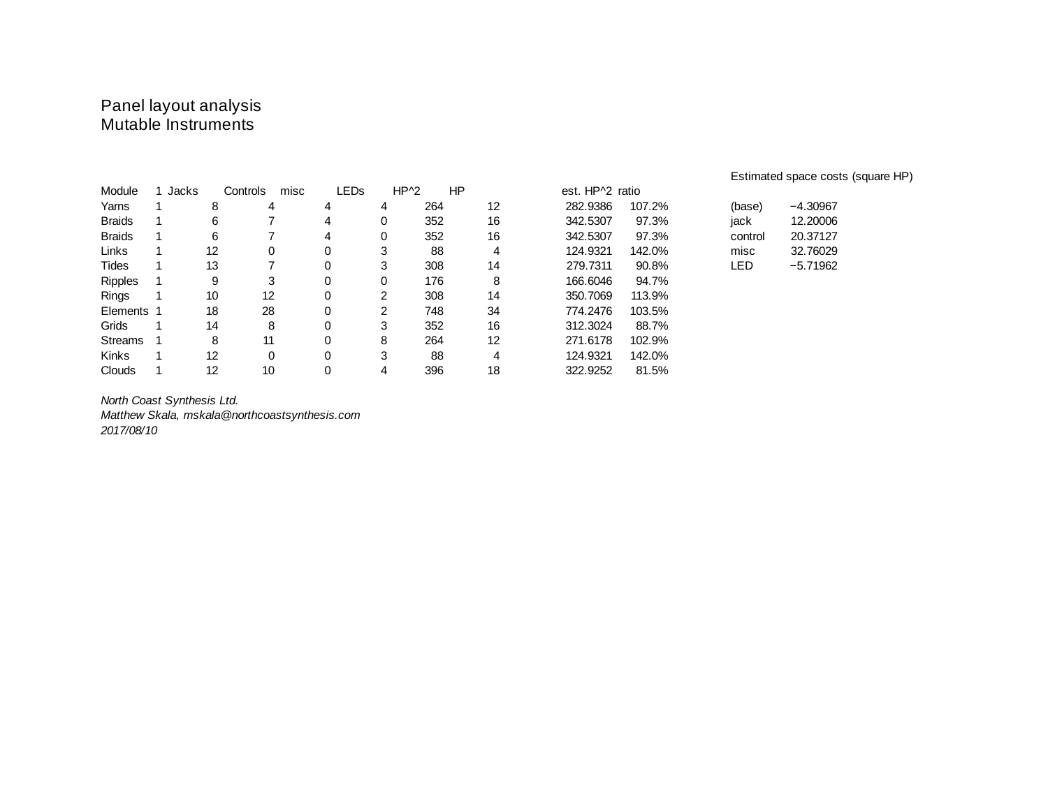Panel layout analysis
Mutable Instruments

| Module | 1 | Jacks | Controls | misc | LEDs | HP^2 | HP | est. HP^2 | ratio |
|---|---|---|---|---|---|---|---|---|---|
| Yarns | 1 | 8 | 4 | 4 | 4 | 264 | 12 | 282.9386 | 107.2% |
| Braids | 1 | 6 | 7 | 4 | 0 | 352 | 16 | 342.5307 | 97.3% |
| Braids | 1 | 6 | 7 | 4 | 0 | 352 | 16 | 342.5307 | 97.3% |
| Links | 1 | 12 | 0 | 0 | 3 | 88 | 4 | 124.9321 | 142.0% |
| Tides | 1 | 13 | 7 | 0 | 3 | 308 | 14 | 279.7311 | 90.8% |
| Ripples | 1 | 9 | 3 | 0 | 0 | 176 | 8 | 166.6046 | 94.7% |
| Rings | 1 | 10 | 12 | 0 | 2 | 308 | 14 | 350.7069 | 113.9% |
| Elements | 1 | 18 | 28 | 0 | 2 | 748 | 34 | 774.2476 | 103.5% |
| Grids | 1 | 14 | 8 | 0 | 3 | 352 | 16 | 312.3024 | 88.7% |
| Streams | 1 | 8 | 11 | 0 | 8 | 264 | 12 | 271.6178 | 102.9% |
| Kinks | 1 | 12 | 0 | 0 | 3 | 88 | 4 | 124.9321 | 142.0% |
| Clouds | 1 | 12 | 10 | 0 | 4 | 396 | 18 | 322.9252 | 81.5% |

Estimated space costs (square HP)

| | |
|---|---|
| (base) | −4.30967 |
| jack | 12.20006 |
| control | 20.37127 |
| misc | 32.76029 |
| LED | −5.71962 |

*North Coast Synthesis Ltd.*
*Matthew Skala, mskala@northcoastsynthesis.com*
*2017/08/10*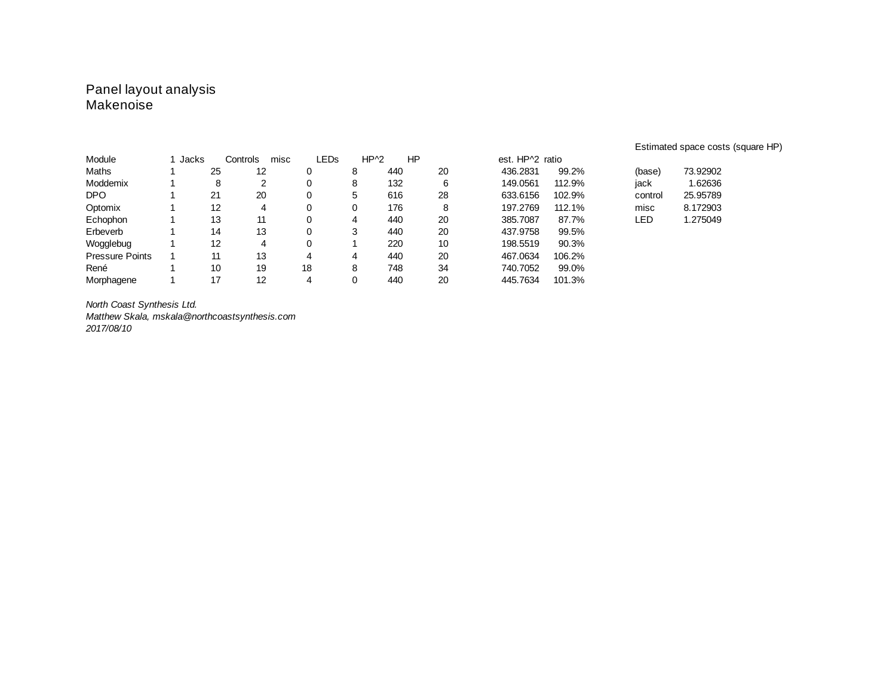Panel layout analysis
Makenoise

| Module | 1 | Jacks | Controls | misc | LEDs | HP^2 | HP | est. HP^2 | ratio |
|---|---|---|---|---|---|---|---|---|---|
| Maths | 1 | 25 | 12 | 0 | 8 | 440 | 20 | 436.2831 | 99.2% |
| Moddemix | 1 | 8 | 2 | 0 | 8 | 132 | 6 | 149.0561 | 112.9% |
| DPO | 1 | 21 | 20 | 0 | 5 | 616 | 28 | 633.6156 | 102.9% |
| Optomix | 1 | 12 | 4 | 0 | 0 | 176 | 8 | 197.2769 | 112.1% |
| Echophon | 1 | 13 | 11 | 0 | 4 | 440 | 20 | 385.7087 | 87.7% |
| Erbeverb | 1 | 14 | 13 | 0 | 3 | 440 | 20 | 437.9758 | 99.5% |
| Wogglebug | 1 | 12 | 4 | 0 | 1 | 220 | 10 | 198.5519 | 90.3% |
| Pressure Points | 1 | 11 | 13 | 4 | 4 | 440 | 20 | 467.0634 | 106.2% |
| René | 1 | 10 | 19 | 18 | 8 | 748 | 34 | 740.7052 | 99.0% |
| Morphagene | 1 | 17 | 12 | 4 | 0 | 440 | 20 | 445.7634 | 101.3% |

Estimated space costs (square HP)

| | |
|---|---|
| (base) | 73.92902 |
| jack | 1.62636 |
| control | 25.95789 |
| misc | 8.172903 |
| LED | 1.275049 |

*North Coast Synthesis Ltd.*
*Matthew Skala, mskala@northcoastsynthesis.com*
*2017/08/10*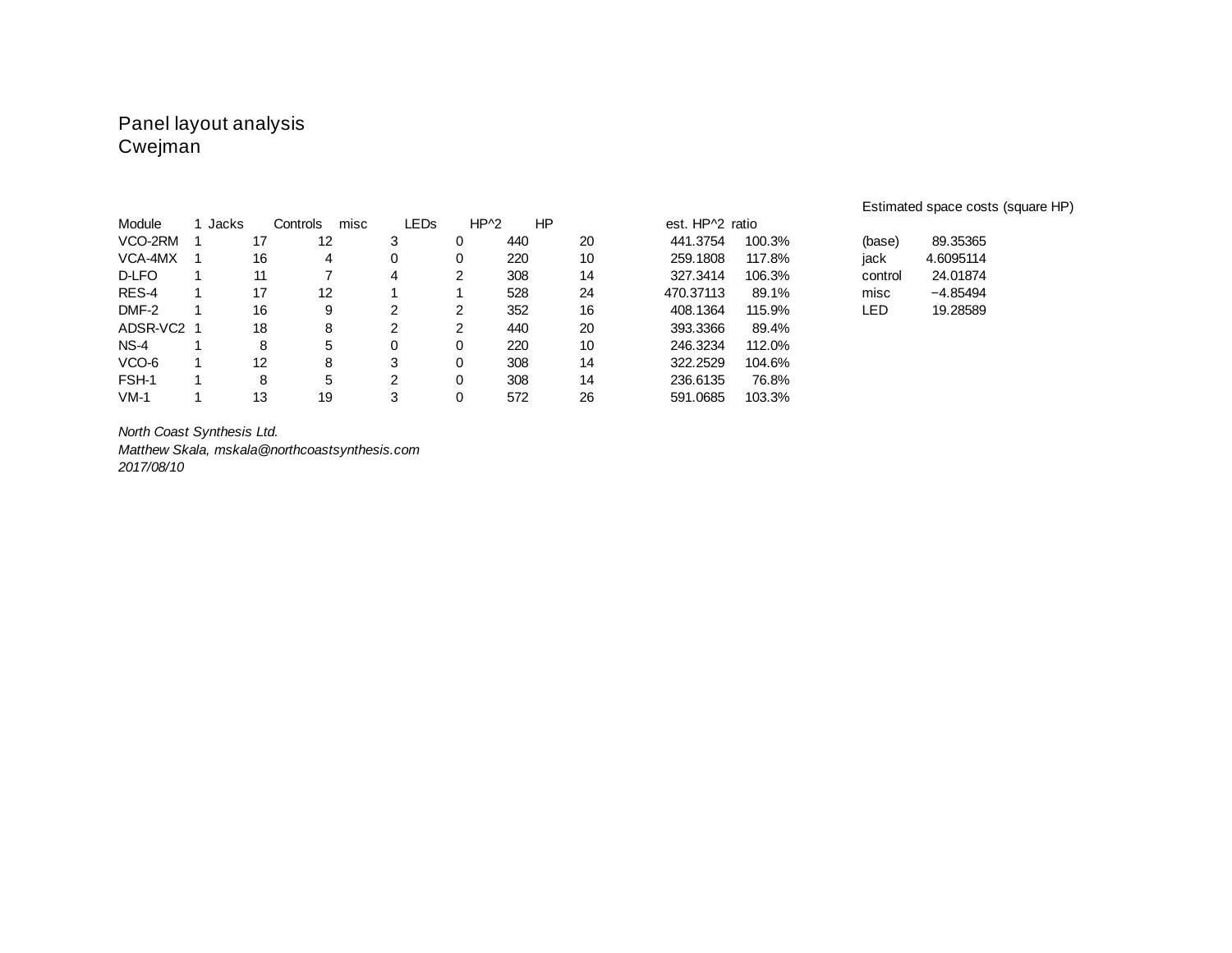Panel layout analysis
Cwejman

| Module | 1 | Jacks | Controls | misc | LEDs | HP^2 | HP | est. HP^2 | ratio |
|---|---|---|---|---|---|---|---|---|---|
| VCO-2RM | 1 | 17 | 12 | 3 | 0 | 440 | 20 | 441.3754 | 100.3% |
| VCA-4MX | 1 | 16 | 4 | 0 | 0 | 220 | 10 | 259.1808 | 117.8% |
| D-LFO | 1 | 11 | 7 | 4 | 2 | 308 | 14 | 327.3414 | 106.3% |
| RES-4 | 1 | 17 | 12 | 1 | 1 | 528 | 24 | 470.37113 | 89.1% |
| DMF-2 | 1 | 16 | 9 | 2 | 2 | 352 | 16 | 408.1364 | 115.9% |
| ADSR-VC2 | 1 | 18 | 8 | 2 | 2 | 440 | 20 | 393.3366 | 89.4% |
| NS-4 | 1 | 8 | 5 | 0 | 0 | 220 | 10 | 246.3234 | 112.0% |
| VCO-6 | 1 | 12 | 8 | 3 | 0 | 308 | 14 | 322.2529 | 104.6% |
| FSH-1 | 1 | 8 | 5 | 2 | 0 | 308 | 14 | 236.6135 | 76.8% |
| VM-1 | 1 | 13 | 19 | 3 | 0 | 572 | 26 | 591.0685 | 103.3% |

Estimated space costs (square HP)

| | |
|---|---|
| (base) | 89.35365 |
| jack | 4.6095114 |
| control | 24.01874 |
| misc | −4.85494 |
| LED | 19.28589 |

*North Coast Synthesis Ltd.*
*Matthew Skala, mskala@northcoastsynthesis.com*
*2017/08/10*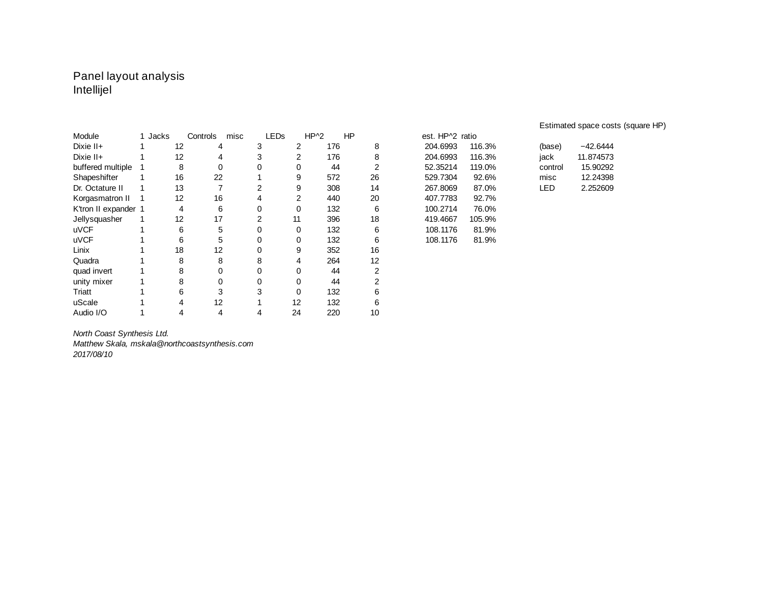Panel layout analysis
Intellijel

| Module | 1 | Jacks | Controls | misc | LEDs | HP^2 | HP | est. HP^2 | ratio |
|---|---|---|---|---|---|---|---|---|---|
| Dixie II+ | 1 | 12 | 4 | 3 | 2 | 176 | 8 | 204.6993 | 116.3% |
| Dixie II+ | 1 | 12 | 4 | 3 | 2 | 176 | 8 | 204.6993 | 116.3% |
| buffered multiple | 1 | 8 | 0 | 0 | 0 | 44 | 2 | 52.35214 | 119.0% |
| Shapeshifter | 1 | 16 | 22 | 1 | 9 | 572 | 26 | 529.7304 | 92.6% |
| Dr. Octature II | 1 | 13 | 7 | 2 | 9 | 308 | 14 | 267.8069 | 87.0% |
| Korgasmatron II | 1 | 12 | 16 | 4 | 2 | 440 | 20 | 407.7783 | 92.7% |
| K'tron II expander | 1 | 4 | 6 | 0 | 0 | 132 | 6 | 100.2714 | 76.0% |
| Jellysquasher | 1 | 12 | 17 | 2 | 11 | 396 | 18 | 419.4667 | 105.9% |
| uVCF | 1 | 6 | 5 | 0 | 0 | 132 | 6 | 108.1176 | 81.9% |
| uVCF | 1 | 6 | 5 | 0 | 0 | 132 | 6 | 108.1176 | 81.9% |
| Linix | 1 | 18 | 12 | 0 | 9 | 352 | 16 | | |
| Quadra | 1 | 8 | 8 | 8 | 4 | 264 | 12 | | |
| quad invert | 1 | 8 | 0 | 0 | 0 | 44 | 2 | | |
| unity mixer | 1 | 8 | 0 | 0 | 0 | 44 | 2 | | |
| Triatt | 1 | 6 | 3 | 3 | 0 | 132 | 6 | | |
| uScale | 1 | 4 | 12 | 1 | 12 | 132 | 6 | | |
| Audio I/O | 1 | 4 | 4 | 4 | 24 | 220 | 10 | | |

Estimated space costs (square HP)

| | |
|---|---|
| (base) | −42.6444 |
| jack | 11.874573 |
| control | 15.90292 |
| misc | 12.24398 |
| LED | 2.252609 |

*North Coast Synthesis Ltd.*
*Matthew Skala, mskala@northcoastsynthesis.com*
*2017/08/10*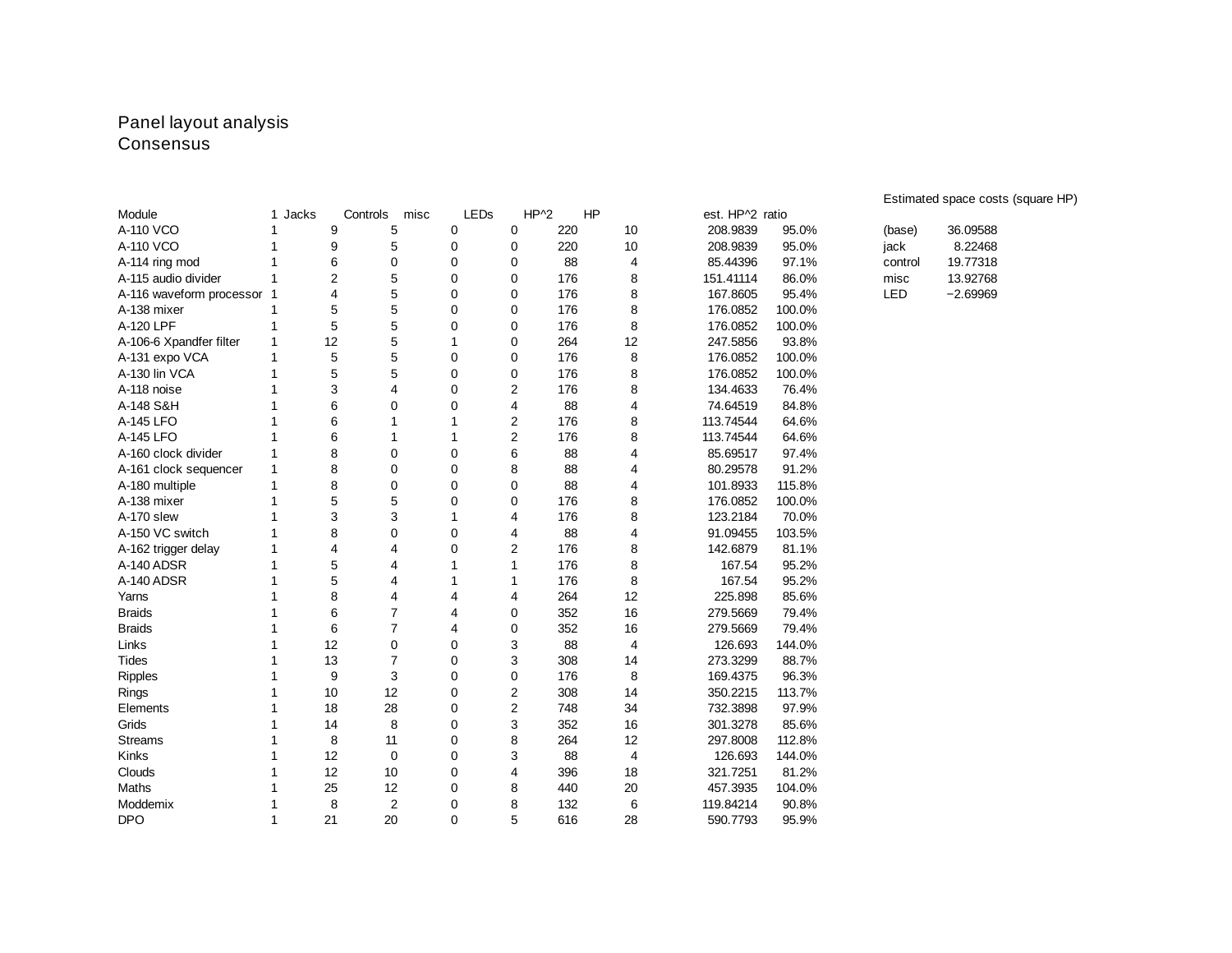Panel layout analysis
Consensus

| Module | 1 | Jacks | Controls | misc | LEDs | HP^2 | HP | est. HP^2 | ratio |
|---|---|---|---|---|---|---|---|---|---|
| A-110 VCO | 1 | 9 | 5 | 0 | 0 | 220 | 10 | 208.9839 | 95.0% |
| A-110 VCO | 1 | 9 | 5 | 0 | 0 | 220 | 10 | 208.9839 | 95.0% |
| A-114 ring mod | 1 | 6 | 0 | 0 | 0 | 88 | 4 | 85.44396 | 97.1% |
| A-115 audio divider | 1 | 2 | 5 | 0 | 0 | 176 | 8 | 151.41114 | 86.0% |
| A-116 waveform processor | 1 | 4 | 5 | 0 | 0 | 176 | 8 | 167.8605 | 95.4% |
| A-138 mixer | 1 | 5 | 5 | 0 | 0 | 176 | 8 | 176.0852 | 100.0% |
| A-120 LPF | 1 | 5 | 5 | 0 | 0 | 176 | 8 | 176.0852 | 100.0% |
| A-106-6 Xpandfer filter | 1 | 12 | 5 | 1 | 0 | 264 | 12 | 247.5856 | 93.8% |
| A-131 expo VCA | 1 | 5 | 5 | 0 | 0 | 176 | 8 | 176.0852 | 100.0% |
| A-130 lin VCA | 1 | 5 | 5 | 0 | 0 | 176 | 8 | 176.0852 | 100.0% |
| A-118 noise | 1 | 3 | 4 | 0 | 2 | 176 | 8 | 134.4633 | 76.4% |
| A-148 S&H | 1 | 6 | 0 | 0 | 4 | 88 | 4 | 74.64519 | 84.8% |
| A-145 LFO | 1 | 6 | 1 | 1 | 2 | 176 | 8 | 113.74544 | 64.6% |
| A-145 LFO | 1 | 6 | 1 | 1 | 2 | 176 | 8 | 113.74544 | 64.6% |
| A-160 clock divider | 1 | 8 | 0 | 0 | 6 | 88 | 4 | 85.69517 | 97.4% |
| A-161 clock sequencer | 1 | 8 | 0 | 0 | 8 | 88 | 4 | 80.29578 | 91.2% |
| A-180 multiple | 1 | 8 | 0 | 0 | 0 | 88 | 4 | 101.8933 | 115.8% |
| A-138 mixer | 1 | 5 | 5 | 0 | 0 | 176 | 8 | 176.0852 | 100.0% |
| A-170 slew | 1 | 3 | 3 | 1 | 4 | 176 | 8 | 123.2184 | 70.0% |
| A-150 VC switch | 1 | 8 | 0 | 0 | 4 | 88 | 4 | 91.09455 | 103.5% |
| A-162 trigger delay | 1 | 4 | 4 | 0 | 2 | 176 | 8 | 142.6879 | 81.1% |
| A-140 ADSR | 1 | 5 | 4 | 1 | 1 | 176 | 8 | 167.54 | 95.2% |
| A-140 ADSR | 1 | 5 | 4 | 1 | 1 | 176 | 8 | 167.54 | 95.2% |
| Yarns | 1 | 8 | 4 | 4 | 4 | 264 | 12 | 225.898 | 85.6% |
| Braids | 1 | 6 | 7 | 4 | 0 | 352 | 16 | 279.5669 | 79.4% |
| Braids | 1 | 6 | 7 | 4 | 0 | 352 | 16 | 279.5669 | 79.4% |
| Links | 1 | 12 | 0 | 0 | 3 | 88 | 4 | 126.693 | 144.0% |
| Tides | 1 | 13 | 7 | 0 | 3 | 308 | 14 | 273.3299 | 88.7% |
| Ripples | 1 | 9 | 3 | 0 | 0 | 176 | 8 | 169.4375 | 96.3% |
| Rings | 1 | 10 | 12 | 0 | 2 | 308 | 14 | 350.2215 | 113.7% |
| Elements | 1 | 18 | 28 | 0 | 2 | 748 | 34 | 732.3898 | 97.9% |
| Grids | 1 | 14 | 8 | 0 | 3 | 352 | 16 | 301.3278 | 85.6% |
| Streams | 1 | 8 | 11 | 0 | 8 | 264 | 12 | 297.8008 | 112.8% |
| Kinks | 1 | 12 | 0 | 0 | 3 | 88 | 4 | 126.693 | 144.0% |
| Clouds | 1 | 12 | 10 | 0 | 4 | 396 | 18 | 321.7251 | 81.2% |
| Maths | 1 | 25 | 12 | 0 | 8 | 440 | 20 | 457.3935 | 104.0% |
| Moddemix | 1 | 8 | 2 | 0 | 8 | 132 | 6 | 119.84214 | 90.8% |
| DPO | 1 | 21 | 20 | 0 | 5 | 616 | 28 | 590.7793 | 95.9% |

Estimated space costs (square HP)

| | |
|---|---|
| (base) | 36.09588 |
| jack | 8.22468 |
| control | 19.77318 |
| misc | 13.92768 |
| LED | −2.69969 |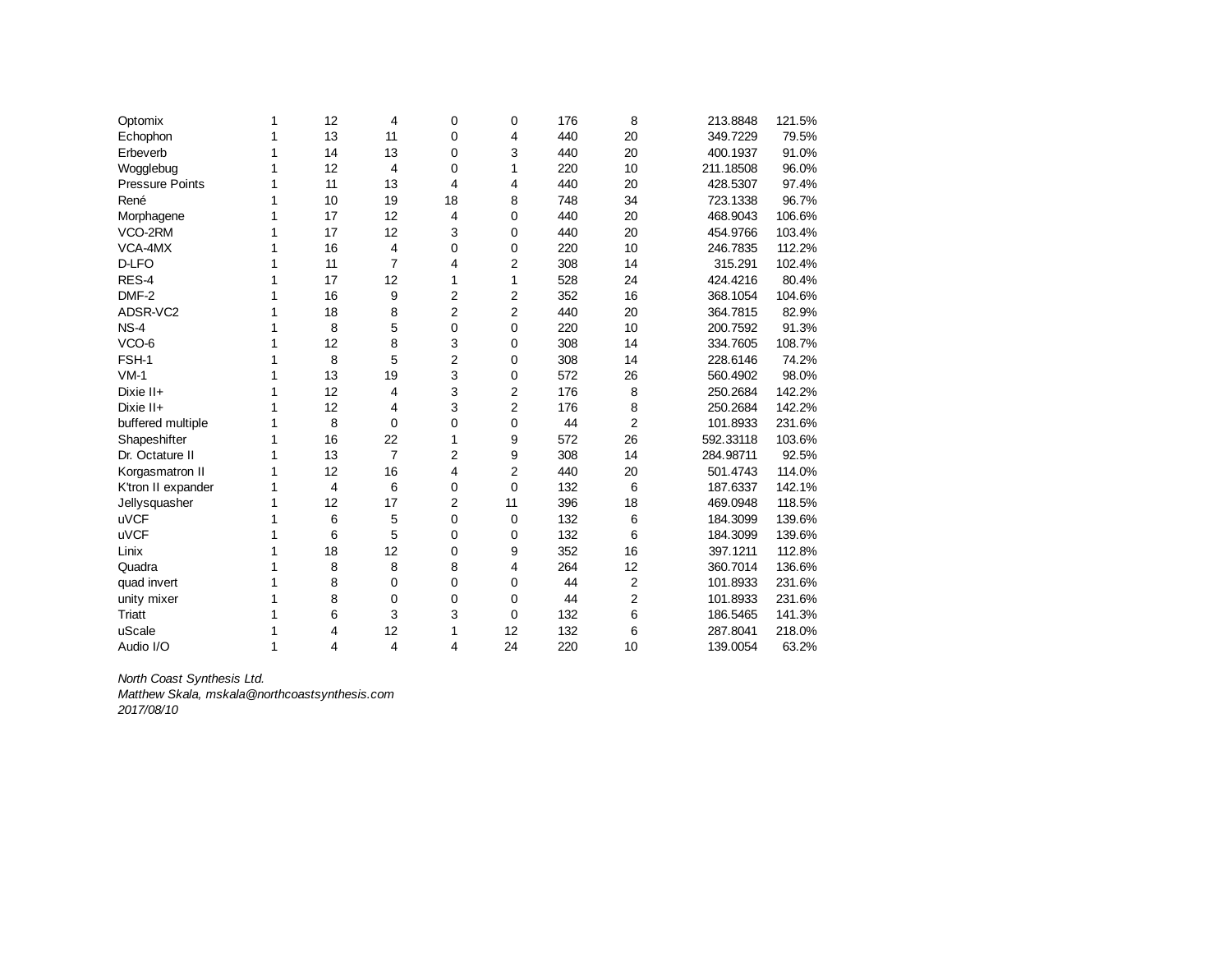| | | | | | | | | | |
|---|---|---|---|---|---|---|---|---|---|
| Optomix | 1 | 12 | 4 | 0 | 0 | 176 | 8 | 213.8848 | 121.5% |
| Echophon | 1 | 13 | 11 | 0 | 4 | 440 | 20 | 349.7229 | 79.5% |
| Erbeverb | 1 | 14 | 13 | 0 | 3 | 440 | 20 | 400.1937 | 91.0% |
| Wogglebug | 1 | 12 | 4 | 0 | 1 | 220 | 10 | 211.18508 | 96.0% |
| Pressure Points | 1 | 11 | 13 | 4 | 4 | 440 | 20 | 428.5307 | 97.4% |
| René | 1 | 10 | 19 | 18 | 8 | 748 | 34 | 723.1338 | 96.7% |
| Morphagene | 1 | 17 | 12 | 4 | 0 | 440 | 20 | 468.9043 | 106.6% |
| VCO-2RM | 1 | 17 | 12 | 3 | 0 | 440 | 20 | 454.9766 | 103.4% |
| VCA-4MX | 1 | 16 | 4 | 0 | 0 | 220 | 10 | 246.7835 | 112.2% |
| D-LFO | 1 | 11 | 7 | 4 | 2 | 308 | 14 | 315.291 | 102.4% |
| RES-4 | 1 | 17 | 12 | 1 | 1 | 528 | 24 | 424.4216 | 80.4% |
| DMF-2 | 1 | 16 | 9 | 2 | 2 | 352 | 16 | 368.1054 | 104.6% |
| ADSR-VC2 | 1 | 18 | 8 | 2 | 2 | 440 | 20 | 364.7815 | 82.9% |
| NS-4 | 1 | 8 | 5 | 0 | 0 | 220 | 10 | 200.7592 | 91.3% |
| VCO-6 | 1 | 12 | 8 | 3 | 0 | 308 | 14 | 334.7605 | 108.7% |
| FSH-1 | 1 | 8 | 5 | 2 | 0 | 308 | 14 | 228.6146 | 74.2% |
| VM-1 | 1 | 13 | 19 | 3 | 0 | 572 | 26 | 560.4902 | 98.0% |
| Dixie II+ | 1 | 12 | 4 | 3 | 2 | 176 | 8 | 250.2684 | 142.2% |
| Dixie II+ | 1 | 12 | 4 | 3 | 2 | 176 | 8 | 250.2684 | 142.2% |
| buffered multiple | 1 | 8 | 0 | 0 | 0 | 44 | 2 | 101.8933 | 231.6% |
| Shapeshifter | 1 | 16 | 22 | 1 | 9 | 572 | 26 | 592.33118 | 103.6% |
| Dr. Octature II | 1 | 13 | 7 | 2 | 9 | 308 | 14 | 284.98711 | 92.5% |
| Korgasmatron II | 1 | 12 | 16 | 4 | 2 | 440 | 20 | 501.4743 | 114.0% |
| K'tron II expander | 1 | 4 | 6 | 0 | 0 | 132 | 6 | 187.6337 | 142.1% |
| Jellysquasher | 1 | 12 | 17 | 2 | 11 | 396 | 18 | 469.0948 | 118.5% |
| uVCF | 1 | 6 | 5 | 0 | 0 | 132 | 6 | 184.3099 | 139.6% |
| uVCF | 1 | 6 | 5 | 0 | 0 | 132 | 6 | 184.3099 | 139.6% |
| Linix | 1 | 18 | 12 | 0 | 9 | 352 | 16 | 397.1211 | 112.8% |
| Quadra | 1 | 8 | 8 | 8 | 4 | 264 | 12 | 360.7014 | 136.6% |
| quad invert | 1 | 8 | 0 | 0 | 0 | 44 | 2 | 101.8933 | 231.6% |
| unity mixer | 1 | 8 | 0 | 0 | 0 | 44 | 2 | 101.8933 | 231.6% |
| Triatt | 1 | 6 | 3 | 3 | 0 | 132 | 6 | 186.5465 | 141.3% |
| uScale | 1 | 4 | 12 | 1 | 12 | 132 | 6 | 287.8041 | 218.0% |
| Audio I/O | 1 | 4 | 4 | 4 | 24 | 220 | 10 | 139.0054 | 63.2% |

*North Coast Synthesis Ltd.*
*Matthew Skala, mskala@northcoastsynthesis.com*
*2017/08/10*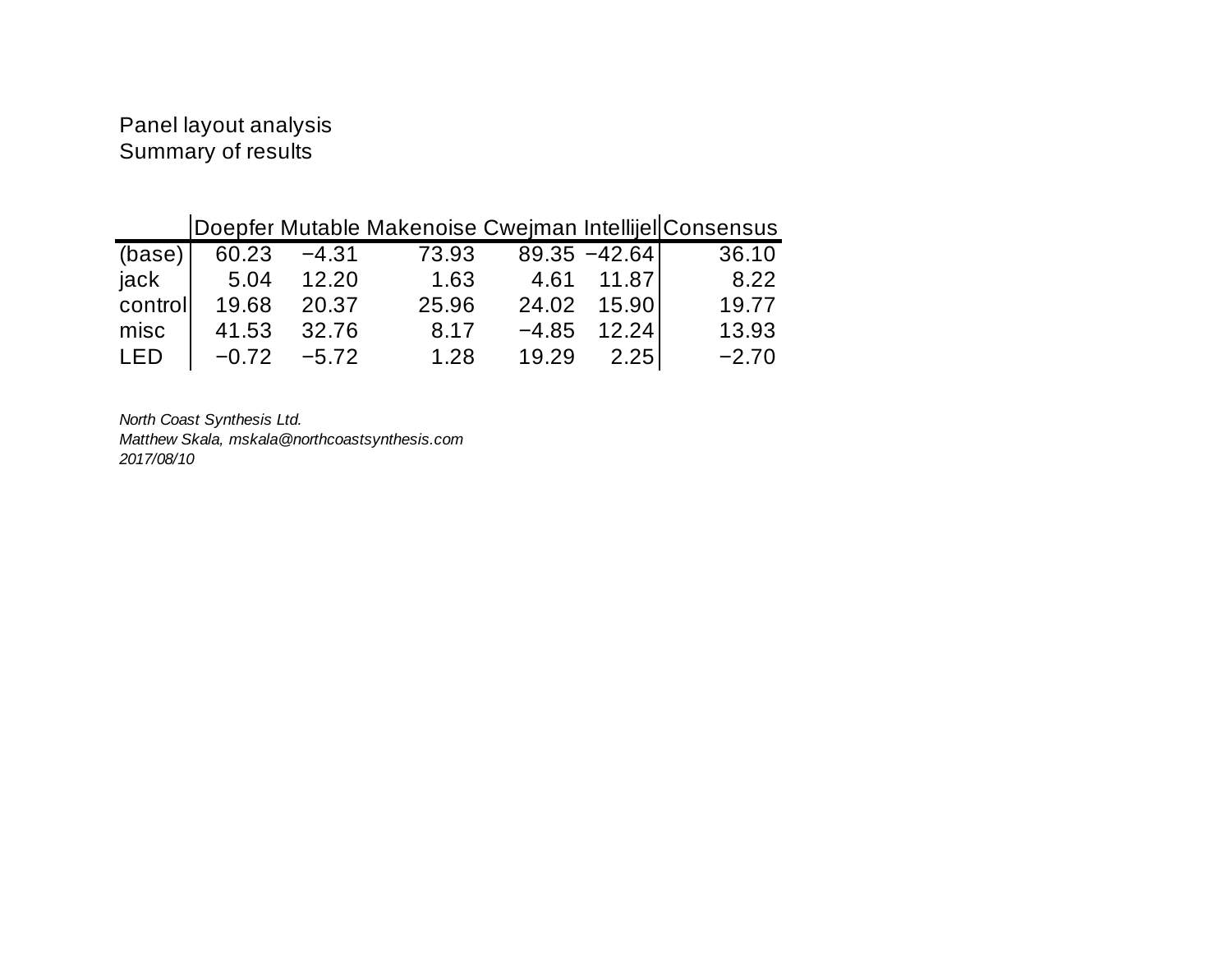Panel layout analysis
Summary of results

| | Doepfer | Mutable | Makenoise | Cwejman | Intellijel | Consensus |
|---|---|---|---|---|---|---|
| (base) | 60.23 | −4.31 | 73.93 | 89.35 | −42.64 | 36.10 |
| jack | 5.04 | 12.20 | 1.63 | 4.61 | 11.87 | 8.22 |
| control | 19.68 | 20.37 | 25.96 | 24.02 | 15.90 | 19.77 |
| misc | 41.53 | 32.76 | 8.17 | −4.85 | 12.24 | 13.93 |
| LED | −0.72 | −5.72 | 1.28 | 19.29 | 2.25 | −2.70 |

*North Coast Synthesis Ltd.*
*Matthew Skala, mskala@northcoastsynthesis.com*
*2017/08/10*